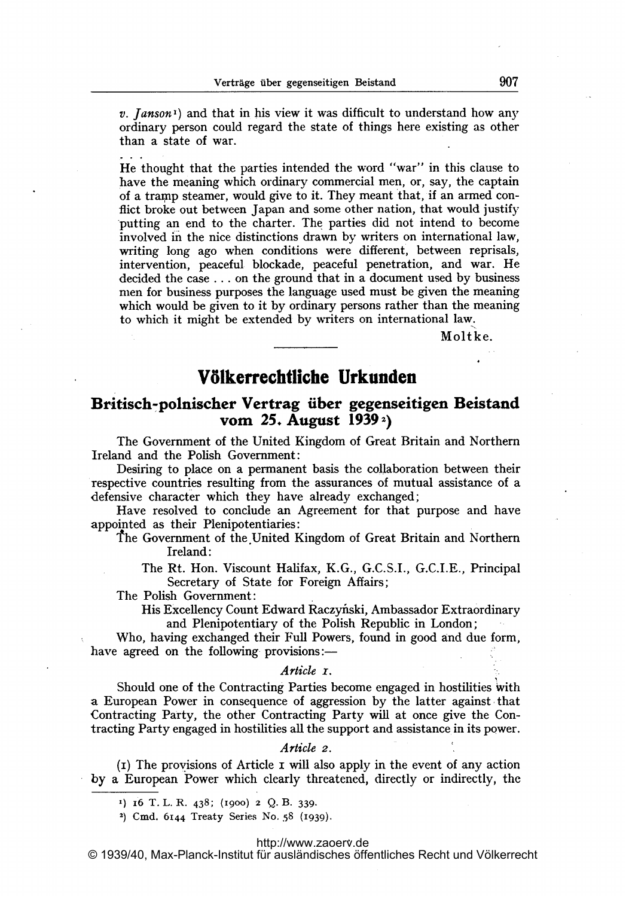*v. Janson*[1]) and that in his view it was difficult to understand how any ordinary person could regard the state of things here existing as other than a state of war.

. . .

He thought that the parties intended the word "war" in this clause to have the meaning which ordinary commercial men, or, say, the captain of a tramp steamer, would give to it. They meant that, if an armed conflict broke out between Japan and some other nation, that would justify putting an end to the charter. The parties did not intend to become involved in the nice distinctions drawn by writers on international law, writing long ago when conditions were different, between reprisals, intervention, peaceful blockade, peaceful penetration, and war. He decided the case . . . on the ground that in a document used by business men for business purposes the language used must be given the meaning which would be given to it by ordinary persons rather than the meaning to which it might be extended by writers on international law.

Moltke.

---

# Völkerrechtliche Urkunden

## Britisch-polnischer Vertrag über gegenseitigen Beistand vom 25. August 1939[2])

The Government of the United Kingdom of Great Britain and Northern Ireland and the Polish Government:

Desiring to place on a permanent basis the collaboration between their respective countries resulting from the assurances of mutual assistance of a defensive character which they have already exchanged;

Have resolved to conclude an Agreement for that purpose and have appointed as their Plenipotentiaries:

The Government of the United Kingdom of Great Britain and Northern Ireland:

The Rt. Hon. Viscount Halifax, K.G., G.C.S.I., G.C.I.E., Principal Secretary of State for Foreign Affairs;

The Polish Government:

His Excellency Count Edward Raczyński, Ambassador Extraordinary and Plenipotentiary of the Polish Republic in London;

Who, having exchanged their Full Powers, found in good and due form, have agreed on the following provisions:—

*Article 1.*

Should one of the Contracting Parties become engaged in hostilities with a European Power in consequence of aggression by the latter against that Contracting Party, the other Contracting Party will at once give the Contracting Party engaged in hostilities all the support and assistance in its power.

*Article 2.*

(1) The provisions of Article 1 will also apply in the event of any action by a European Power which clearly threatened, directly or indirectly, the

---

[1]) 16 T. L. R. 438; (1900) 2 Q. B. 339.

[2]) Cmd. 6144 Treaty Series No. 58 (1939).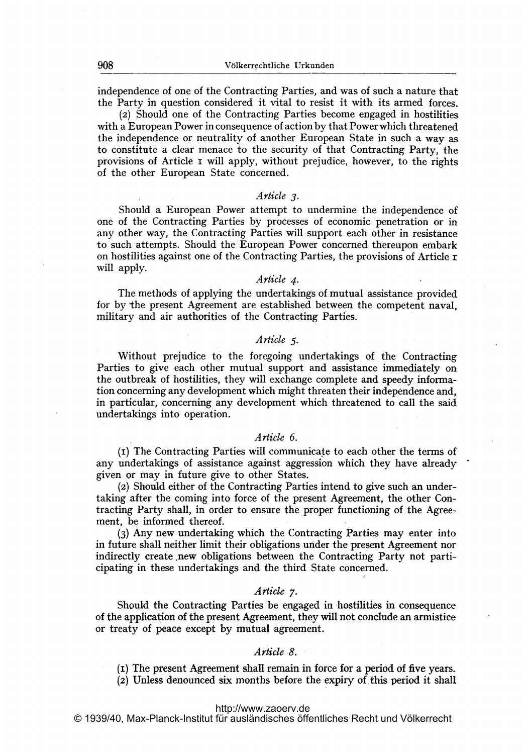independence of one of the Contracting Parties, and was of such a nature that the Party in question considered it vital to resist it with its armed forces.

(2) Should one of the Contracting Parties become engaged in hostilities with a European Power in consequence of action by that Power which threatened the independence or neutrality of another European State in such a way as to constitute a clear menace to the security of that Contracting Party, the provisions of Article 1 will apply, without prejudice, however, to the rights of the other European State concerned.

*Article 3.*

Should a European Power attempt to undermine the independence of one of the Contracting Parties by processes of economic penetration or in any other way, the Contracting Parties will support each other in resistance to such attempts. Should the European Power concerned thereupon embark on hostilities against one of the Contracting Parties, the provisions of Article 1 will apply.

*Article 4.*

The methods of applying the undertakings of mutual assistance provided for by the present Agreement are established between the competent naval, military and air authorities of the Contracting Parties.

*Article 5.*

Without prejudice to the foregoing undertakings of the Contracting Parties to give each other mutual support and assistance immediately on the outbreak of hostilities, they will exchange complete and speedy information concerning any development which might threaten their independence and, in particular, concerning any development which threatened to call the said undertakings into operation.

*Article 6.*

(1) The Contracting Parties will communicate to each other the terms of any undertakings of assistance against aggression which they have already given or may in future give to other States.

(2) Should either of the Contracting Parties intend to give such an undertaking after the coming into force of the present Agreement, the other Contracting Party shall, in order to ensure the proper functioning of the Agreement, be informed thereof.

(3) Any new undertaking which the Contracting Parties may enter into in future shall neither limit their obligations under the present Agreement nor indirectly create new obligations between the Contracting Party not participating in these undertakings and the third State concerned.

*Article 7.*

Should the Contracting Parties be engaged in hostilities in consequence of the application of the present Agreement, they will not conclude an armistice or treaty of peace except by mutual agreement.

*Article 8.*

(1) The present Agreement shall remain in force for a period of five years.

(2) Unless denounced six months before the expiry of this period it shall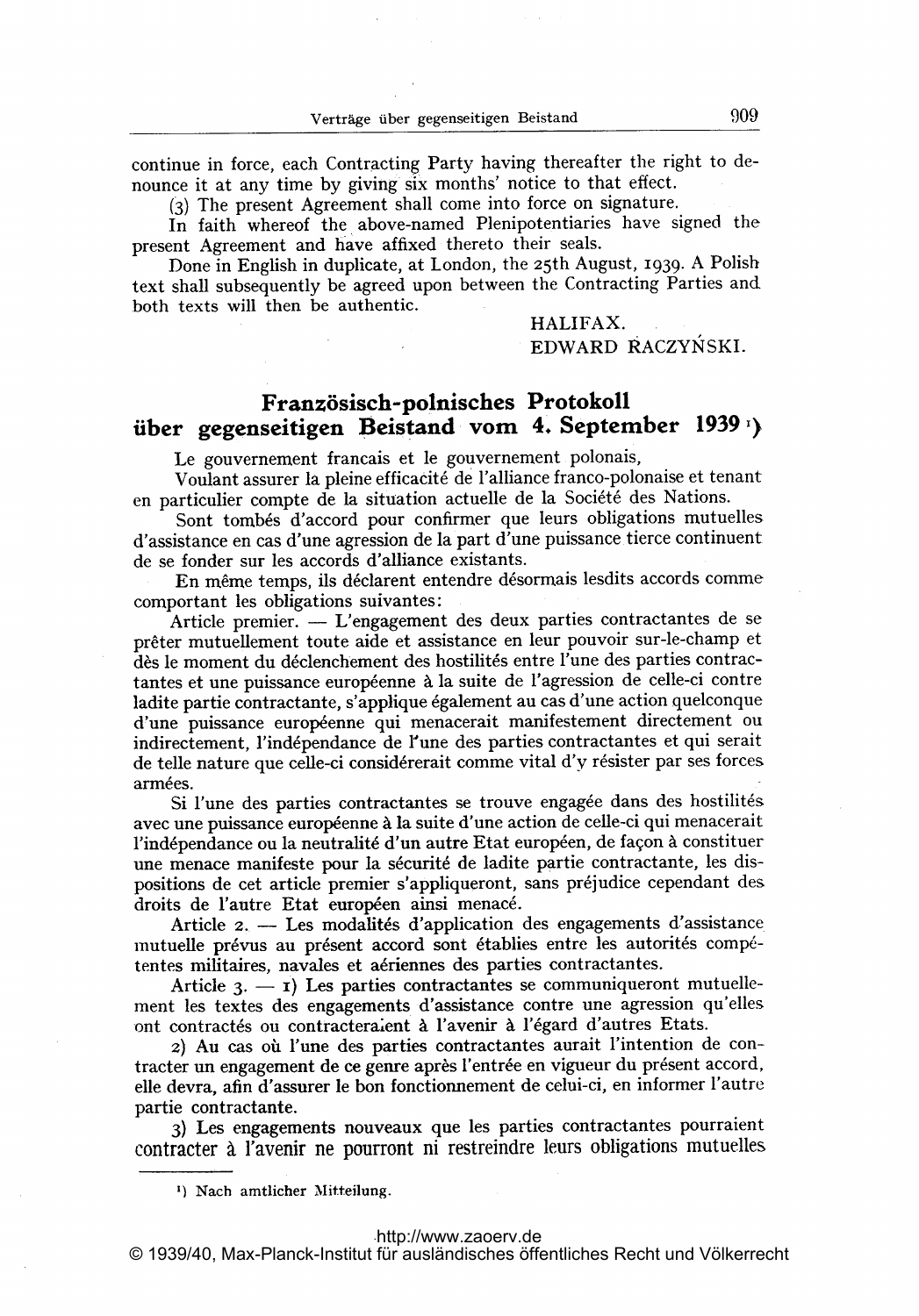continue in force, each Contracting Party having thereafter the right to denounce it at any time by giving six months' notice to that effect.

(3) The present Agreement shall come into force on signature.

In faith whereof the above-named Plenipotentiaries have signed the present Agreement and have affixed thereto their seals.

Done in English in duplicate, at London, the 25th August, 1939. A Polish text shall subsequently be agreed upon between the Contracting Parties and both texts will then be authentic.

HALIFAX.
EDWARD RACZYŃSKI.

## Französisch-polnisches Protokoll über gegenseitigen Beistand vom 4. September 1939 [1]

Le gouvernement francais et le gouvernement polonais,

Voulant assurer la pleine efficacité de l'alliance franco-polonaise et tenant en particulier compte de la situation actuelle de la Société des Nations.

Sont tombés d'accord pour confirmer que leurs obligations mutuelles d'assistance en cas d'une agression de la part d'une puissance tierce continuent de se fonder sur les accords d'alliance existants.

En même temps, ils déclarent entendre désormais lesdits accords comme comportant les obligations suivantes:

Article premier. — L'engagement des deux parties contractantes de se prêter mutuellement toute aide et assistance en leur pouvoir sur-le-champ et dès le moment du déclenchement des hostilités entre l'une des parties contractantes et une puissance européenne à la suite de l'agression de celle-ci contre ladite partie contractante, s'applique également au cas d'une action quelconque d'une puissance européenne qui menacerait manifestement directement ou indirectement, l'indépendance de l'une des parties contractantes et qui serait de telle nature que celle-ci considérerait comme vital d'y résister par ses forces armées.

Si l'une des parties contractantes se trouve engagée dans des hostilités avec une puissance européenne à la suite d'une action de celle-ci qui menacerait l'indépendance ou la neutralité d'un autre Etat européen, de façon à constituer une menace manifeste pour la sécurité de ladite partie contractante, les dispositions de cet article premier s'appliqueront, sans préjudice cependant des droits de l'autre Etat européen ainsi menacé.

Article 2. — Les modalités d'application des engagements d'assistance mutuelle prévus au présent accord sont établies entre les autorités compétentes militaires, navales et aériennes des parties contractantes.

Article 3. — 1) Les parties contractantes se communiqueront mutuellement les textes des engagements d'assistance contre une agression qu'elles ont contractés ou contracteraient à l'avenir à l'égard d'autres Etats.

2) Au cas où l'une des parties contractantes aurait l'intention de contracter un engagement de ce genre après l'entrée en vigueur du présent accord, elle devra, afin d'assurer le bon fonctionnement de celui-ci, en informer l'autre partie contractante.

3) Les engagements nouveaux que les parties contractantes pourraient contracter à l'avenir ne pourront ni restreindre leurs obligations mutuelles

---

[1] Nach amtlicher Mitteilung.